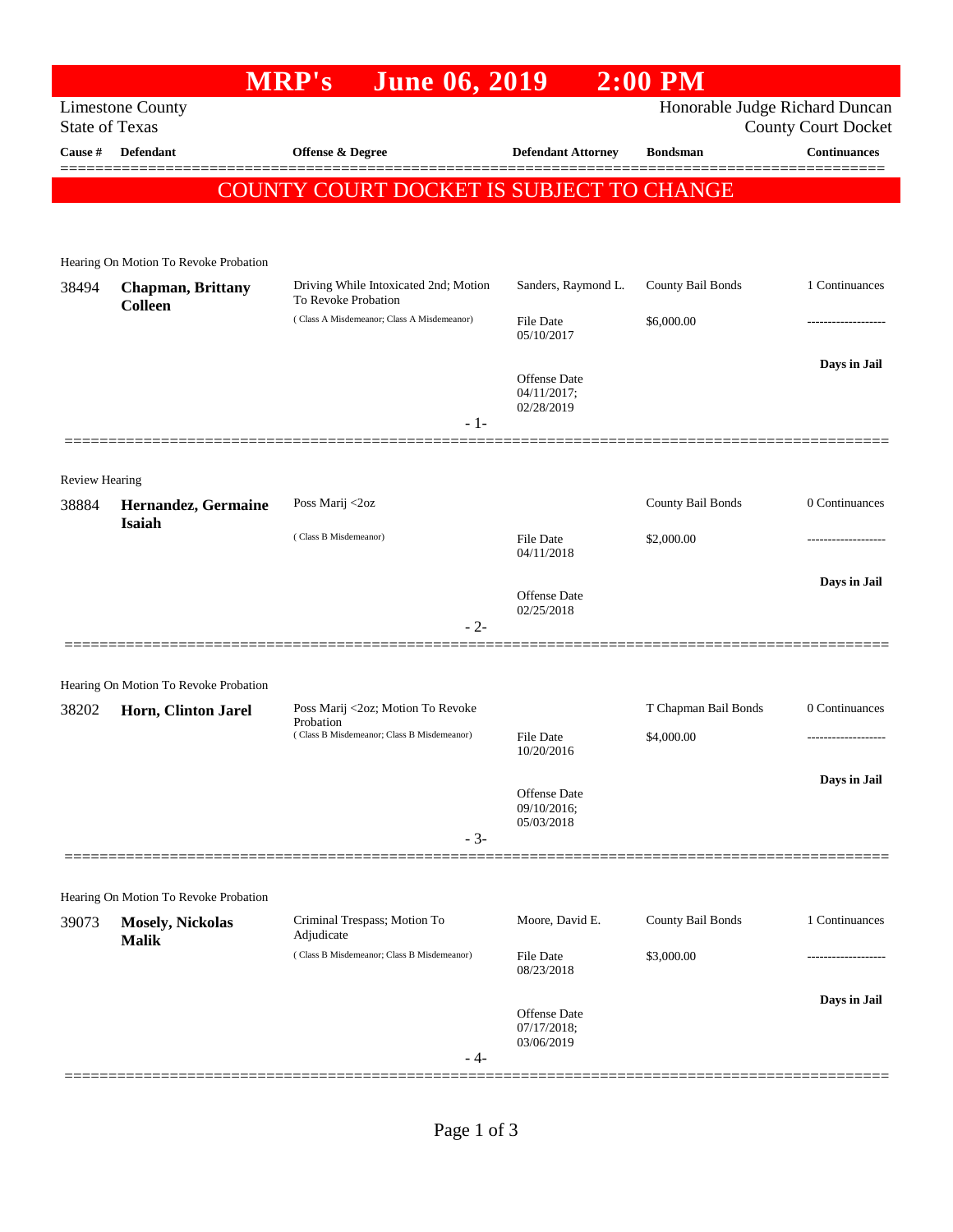# MRP's June 06, 2019 2:00 PM

Limestone County
State of Texas

Honorable Judge Richard Duncan
County Court Docket

**COUNTY COURT DOCKET IS SUBJECT TO CHANGE**

| Cause # | Defendant | Offense & Degree | Defendant Attorney | Bondsman | Continuances |
|---|---|---|---|---|---|
| **Hearing On Motion To Revoke Probation** | | | | | |
| 38494 | **Chapman, Brittany Colleen** | Driving While Intoxicated 2nd; Motion To Revoke Probation (Class A Misdemeanor; Class A Misdemeanor) | Sanders, Raymond L. File Date 05/10/2017 Offense Date 04/11/2017; 02/28/2019 | County Bail Bonds $6,000.00 | 1 Continuances ------------------- Days in Jail |
| | | | - 1- | | |
| **Review Hearing** | | | | | |
| 38884 | **Hernandez, Germaine Isaiah** | Poss Marij <2oz (Class B Misdemeanor) | File Date 04/11/2018 Offense Date 02/25/2018 | County Bail Bonds $2,000.00 | 0 Continuances ------------------- Days in Jail |
| | | | - 2- | | |
| **Hearing On Motion To Revoke Probation** | | | | | |
| 38202 | **Horn, Clinton Jarel** | Poss Marij <2oz; Motion To Revoke Probation (Class B Misdemeanor; Class B Misdemeanor) | File Date 10/20/2016 Offense Date 09/10/2016; 05/03/2018 | T Chapman Bail Bonds $4,000.00 | 0 Continuances ------------------- Days in Jail |
| | | | - 3- | | |
| **Hearing On Motion To Revoke Probation** | | | | | |
| 39073 | **Mosely, Nickolas Malik** | Criminal Trespass; Motion To Adjudicate (Class B Misdemeanor; Class B Misdemeanor) | Moore, David E. File Date 08/23/2018 Offense Date 07/17/2018; 03/06/2019 | County Bail Bonds $3,000.00 | 1 Continuances ------------------- Days in Jail |
| | | | - 4- | | |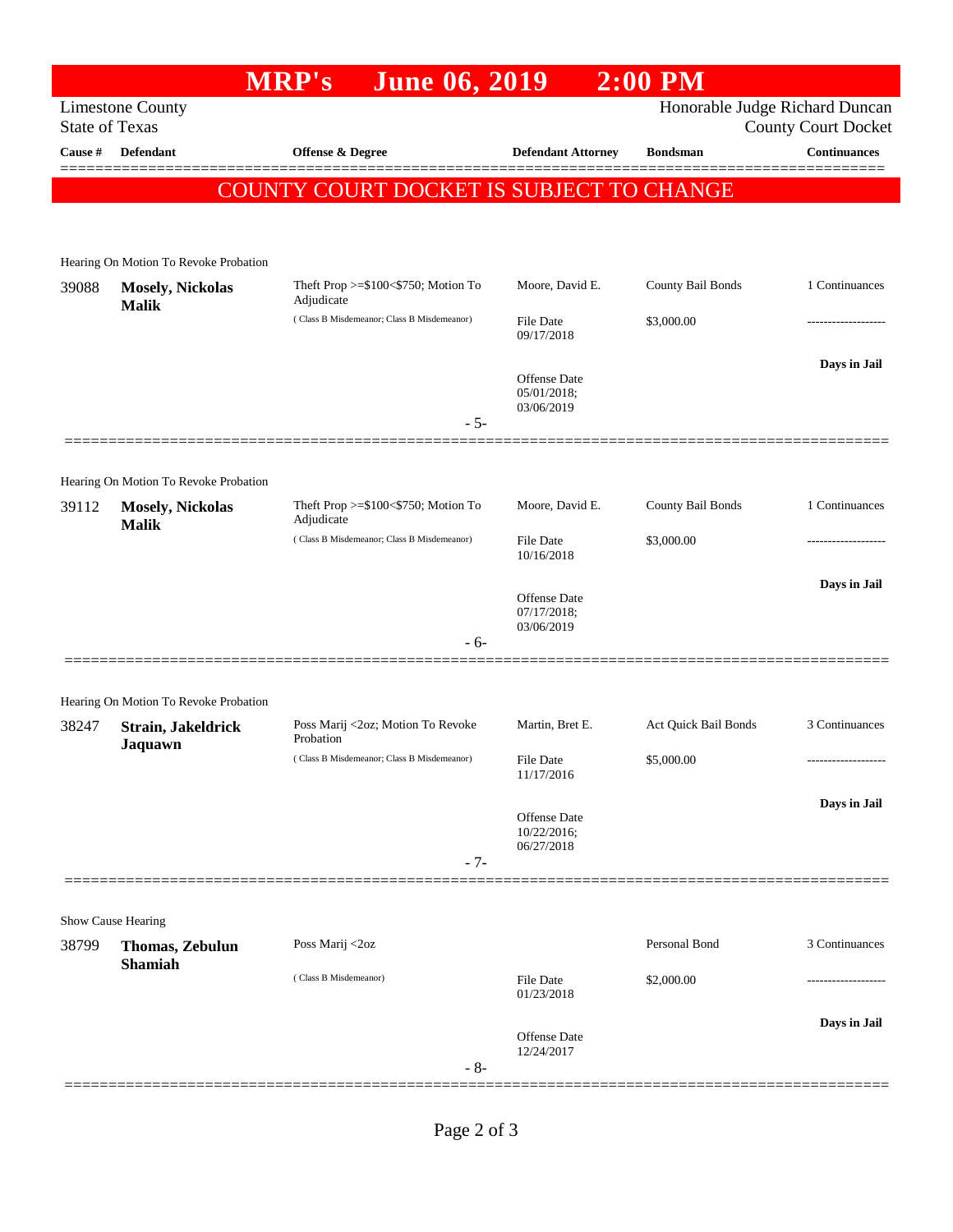# MRP's June 06, 2019 2:00 PM

Limestone County
State of Texas

Honorable Judge Richard Duncan
County Court Docket

| Cause # | Defendant | Offense & Degree | Defendant Attorney | Bondsman | Continuances |
|---|---|---|---|---|---|

**COUNTY COURT DOCKET IS SUBJECT TO CHANGE**

---

Hearing On Motion To Revoke Probation

| Cause # | Defendant | Offense & Degree | Defendant Attorney | Bondsman | Continuances |
|---|---|---|---|---|---|
| 39088 | **Mosely, Nickolas Malik** | Theft Prop >=$100<$750; Motion To Adjudicate<br>( Class B Misdemeanor; Class B Misdemeanor) | Moore, David E.<br>File Date 09/17/2018<br>Offense Date 05/01/2018; 03/06/2019 | County Bail Bonds<br>$3,000.00 | 1 Continuances<br>-------------------<br>**Days in Jail** |

- 5-

---

Hearing On Motion To Revoke Probation

| Cause # | Defendant | Offense & Degree | Defendant Attorney | Bondsman | Continuances |
|---|---|---|---|---|---|
| 39112 | **Mosely, Nickolas Malik** | Theft Prop >=$100<$750; Motion To Adjudicate<br>( Class B Misdemeanor; Class B Misdemeanor) | Moore, David E.<br>File Date 10/16/2018<br>Offense Date 07/17/2018; 03/06/2019 | County Bail Bonds<br>$3,000.00 | 1 Continuances<br>-------------------<br>**Days in Jail** |

- 6-

---

Hearing On Motion To Revoke Probation

| Cause # | Defendant | Offense & Degree | Defendant Attorney | Bondsman | Continuances |
|---|---|---|---|---|---|
| 38247 | **Strain, Jakeldrick Jaquawn** | Poss Marij <2oz; Motion To Revoke Probation<br>( Class B Misdemeanor; Class B Misdemeanor) | Martin, Bret E.<br>File Date 11/17/2016<br>Offense Date 10/22/2016; 06/27/2018 | Act Quick Bail Bonds<br>$5,000.00 | 3 Continuances<br>-------------------<br>**Days in Jail** |

- 7-

---

Show Cause Hearing

| Cause # | Defendant | Offense & Degree | Defendant Attorney | Bondsman | Continuances |
|---|---|---|---|---|---|
| 38799 | **Thomas, Zebulun Shamiah** | Poss Marij <2oz<br>( Class B Misdemeanor) | File Date 01/23/2018<br>Offense Date 12/24/2017 | Personal Bond<br>$2,000.00 | 3 Continuances<br>-------------------<br>**Days in Jail** |

- 8-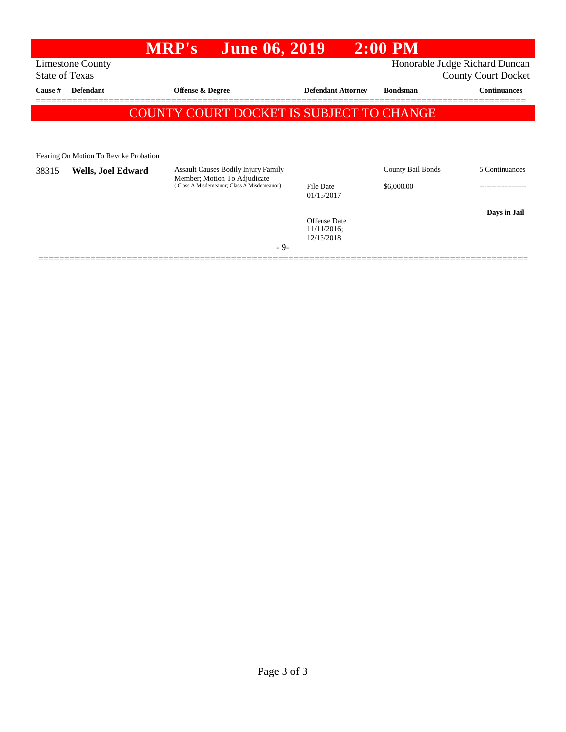# MRP's June 06, 2019 2:00 PM

Limestone County
State of Texas

Honorable Judge Richard Duncan
County Court Docket

## COUNTY COURT DOCKET IS SUBJECT TO CHANGE

Hearing On Motion To Revoke Probation

| Cause # | Defendant | Offense & Degree | Defendant Attorney | Bondsman | Continuances |
|---|---|---|---|---|---|
| 38315 | **Wells, Joel Edward** | Assault Causes Bodily Injury Family Member; Motion To Adjudicate<br>( Class A Misdemeanor; Class A Misdemeanor) | File Date<br>01/13/2017<br><br>Offense Date<br>11/11/2016;<br>12/13/2018 | County Bail Bonds<br>$6,000.00 | 5 Continuances<br>-------------------<br>**Days in Jail** |

- 9-